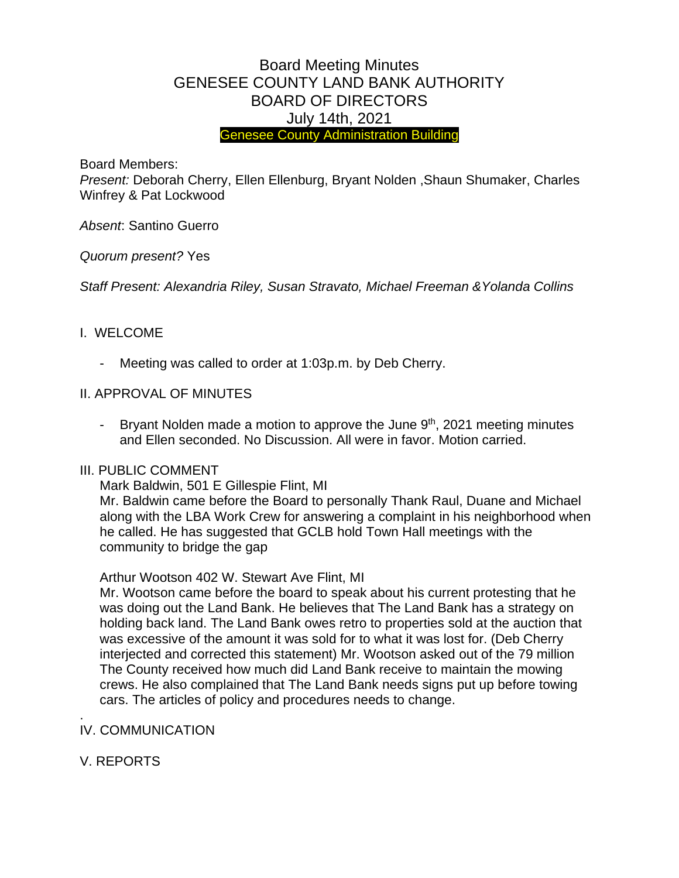# Board Meeting Minutes
# GENESEE COUNTY LAND BANK AUTHORITY
# BOARD OF DIRECTORS
# July 14th, 2021

Genesee County Administration Building

Board Members:

*Present:* Deborah Cherry, Ellen Ellenburg, Bryant Nolden ,Shaun Shumaker, Charles Winfrey & Pat Lockwood

*Absent*: Santino Guerro

*Quorum present?* Yes

*Staff Present: Alexandria Riley, Susan Stravato, Michael Freeman &Yolanda Collins*

## I. WELCOME

- Meeting was called to order at 1:03p.m. by Deb Cherry.

## II. APPROVAL OF MINUTES

- Bryant Nolden made a motion to approve the June 9th, 2021 meeting minutes and Ellen seconded. No Discussion. All were in favor. Motion carried.

## III. PUBLIC COMMENT

Mark Baldwin, 501 E Gillespie Flint, MI

Mr. Baldwin came before the Board to personally Thank Raul, Duane and Michael along with the LBA Work Crew for answering a complaint in his neighborhood when he called. He has suggested that GCLB hold Town Hall meetings with the community to bridge the gap

Arthur Wootson 402 W. Stewart Ave Flint, MI

Mr. Wootson came before the board to speak about his current protesting that he was doing out the Land Bank. He believes that The Land Bank has a strategy on holding back land. The Land Bank owes retro to properties sold at the auction that was excessive of the amount it was sold for to what it was lost for. (Deb Cherry interjected and corrected this statement) Mr. Wootson asked out of the 79 million The County received how much did Land Bank receive to maintain the mowing crews. He also complained that The Land Bank needs signs put up before towing cars. The articles of policy and procedures needs to change.

.

## IV. COMMUNICATION

## V. REPORTS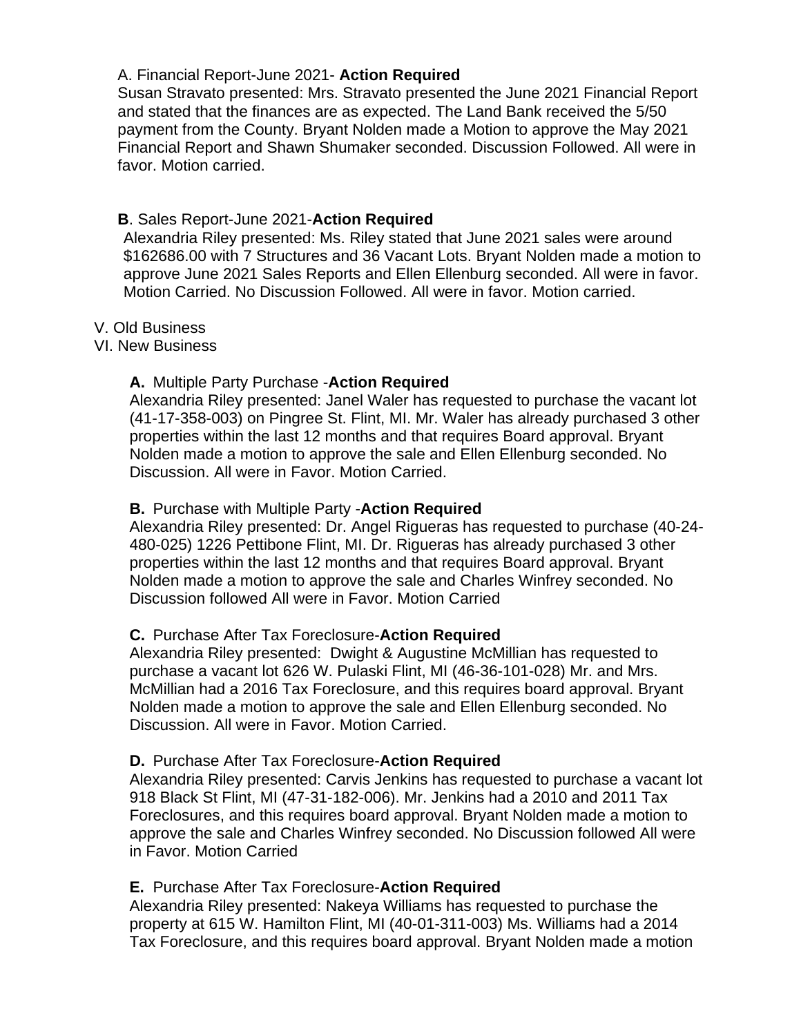A. Financial Report-June 2021- **Action Required**

Susan Stravato presented: Mrs. Stravato presented the June 2021 Financial Report and stated that the finances are as expected. The Land Bank received the 5/50 payment from the County. Bryant Nolden made a Motion to approve the May 2021 Financial Report and Shawn Shumaker seconded. Discussion Followed. All were in favor. Motion carried.

**B**. Sales Report-June 2021-**Action Required**

Alexandria Riley presented: Ms. Riley stated that June 2021 sales were around $162686.00 with 7 Structures and 36 Vacant Lots. Bryant Nolden made a motion to approve June 2021 Sales Reports and Ellen Ellenburg seconded. All were in favor. Motion Carried. No Discussion Followed. All were in favor. Motion carried.

V. Old Business

VI. New Business

**A.** Multiple Party Purchase -**Action Required**

Alexandria Riley presented: Janel Waler has requested to purchase the vacant lot (41-17-358-003) on Pingree St. Flint, MI. Mr. Waler has already purchased 3 other properties within the last 12 months and that requires Board approval. Bryant Nolden made a motion to approve the sale and Ellen Ellenburg seconded. No Discussion. All were in Favor. Motion Carried.

**B.** Purchase with Multiple Party -**Action Required**

Alexandria Riley presented: Dr. Angel Rigueras has requested to purchase (40-24-480-025) 1226 Pettibone Flint, MI. Dr. Rigueras has already purchased 3 other properties within the last 12 months and that requires Board approval. Bryant Nolden made a motion to approve the sale and Charles Winfrey seconded. No Discussion followed All were in Favor. Motion Carried

**C.** Purchase After Tax Foreclosure-**Action Required**

Alexandria Riley presented: Dwight & Augustine McMillian has requested to purchase a vacant lot 626 W. Pulaski Flint, MI (46-36-101-028) Mr. and Mrs. McMillian had a 2016 Tax Foreclosure, and this requires board approval. Bryant Nolden made a motion to approve the sale and Ellen Ellenburg seconded. No Discussion. All were in Favor. Motion Carried.

**D.** Purchase After Tax Foreclosure-**Action Required**

Alexandria Riley presented: Carvis Jenkins has requested to purchase a vacant lot 918 Black St Flint, MI (47-31-182-006). Mr. Jenkins had a 2010 and 2011 Tax Foreclosures, and this requires board approval. Bryant Nolden made a motion to approve the sale and Charles Winfrey seconded. No Discussion followed All were in Favor. Motion Carried

**E.** Purchase After Tax Foreclosure-**Action Required**

Alexandria Riley presented: Nakeya Williams has requested to purchase the property at 615 W. Hamilton Flint, MI (40-01-311-003) Ms. Williams had a 2014 Tax Foreclosure, and this requires board approval. Bryant Nolden made a motion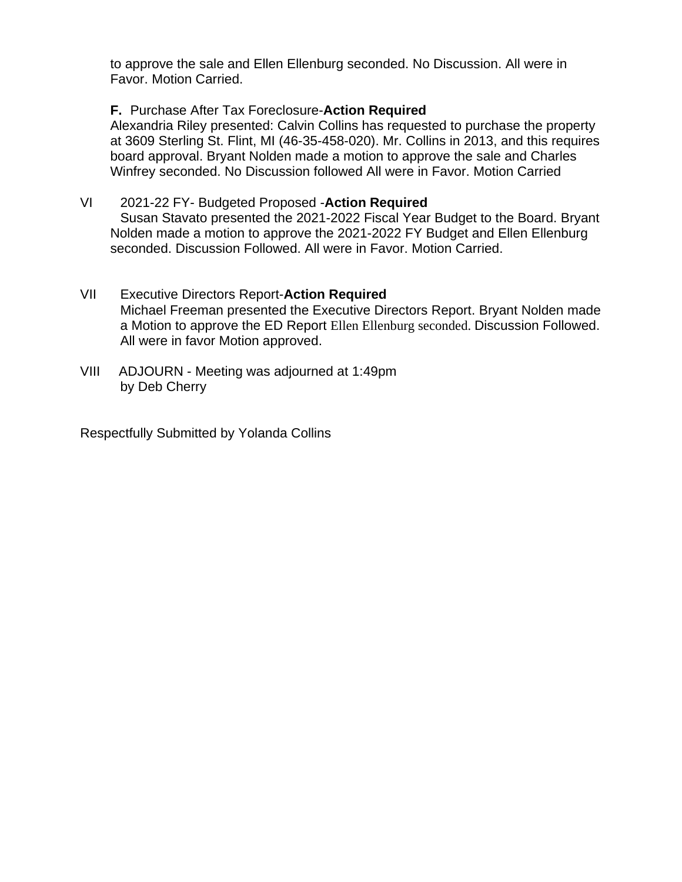to approve the sale and Ellen Ellenburg seconded. No Discussion. All were in Favor. Motion Carried.

**F.** Purchase After Tax Foreclosure-**Action Required**
Alexandria Riley presented: Calvin Collins has requested to purchase the property at 3609 Sterling St. Flint, MI (46-35-458-020). Mr. Collins in 2013, and this requires board approval. Bryant Nolden made a motion to approve the sale and Charles Winfrey seconded. No Discussion followed All were in Favor. Motion Carried

VI 2021-22 FY- Budgeted Proposed -**Action Required**
Susan Stavato presented the 2021-2022 Fiscal Year Budget to the Board. Bryant Nolden made a motion to approve the 2021-2022 FY Budget and Ellen Ellenburg seconded. Discussion Followed. All were in Favor. Motion Carried.

VII Executive Directors Report-**Action Required**
Michael Freeman presented the Executive Directors Report. Bryant Nolden made a Motion to approve the ED Report Ellen Ellenburg seconded. Discussion Followed. All were in favor Motion approved.

VIII ADJOURN - Meeting was adjourned at 1:49pm by Deb Cherry

Respectfully Submitted by Yolanda Collins